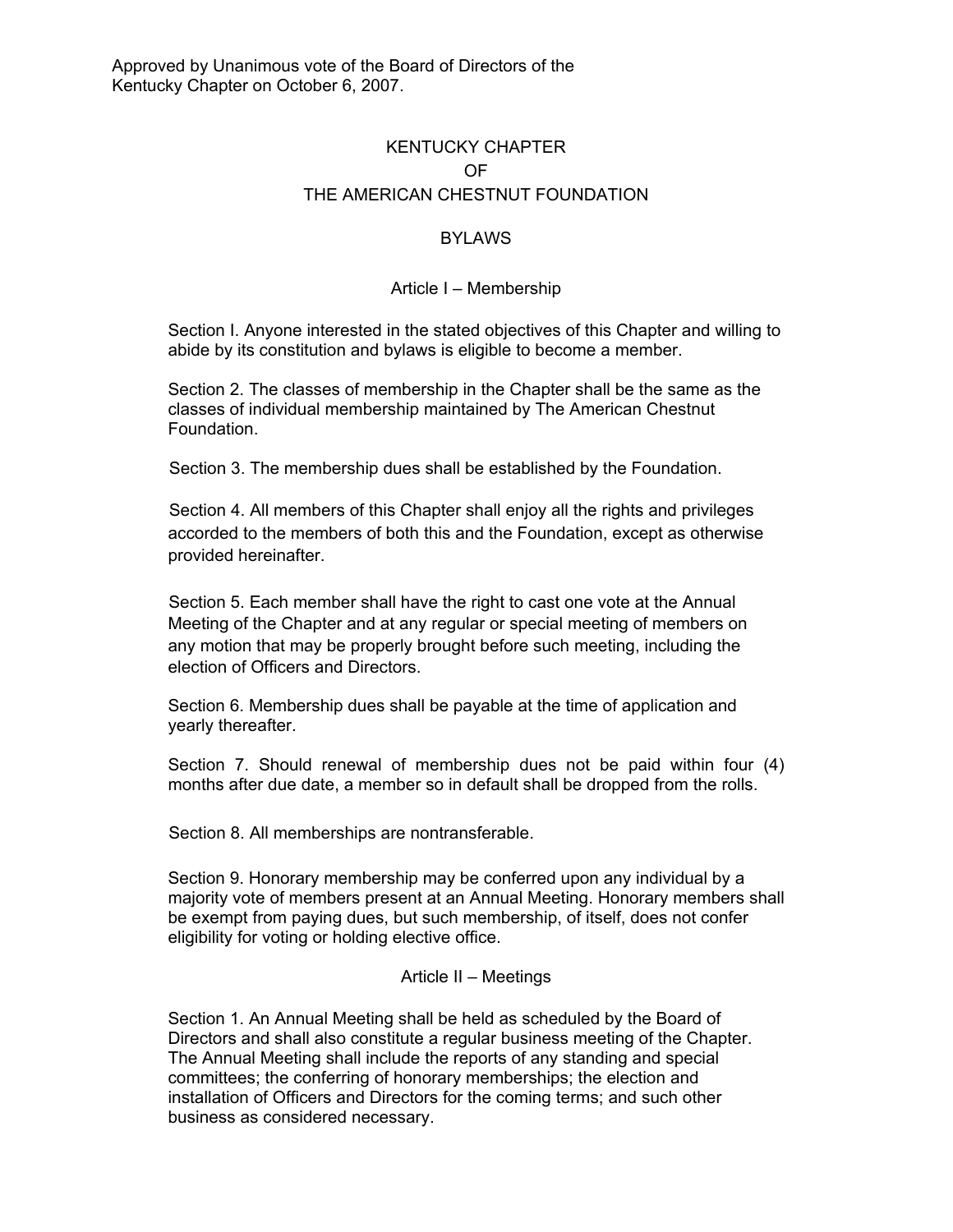Approved by Unanimous vote of the Board of Directors of the Kentucky Chapter on October 6, 2007.

# KENTUCKY CHAPTER OF THE AMERICAN CHESTNUT FOUNDATION

## BYLAWS

### Article I – Membership

Section I. Anyone interested in the stated objectives of this Chapter and willing to abide by its constitution and bylaws is eligible to become a member.

Section 2. The classes of membership in the Chapter shall be the same as the classes of individual membership maintained by The American Chestnut Foundation.

Section 3. The membership dues shall be established by the Foundation.

Section 4. All members of this Chapter shall enjoy all the rights and privileges accorded to the members of both this and the Foundation, except as otherwise provided hereinafter.

Section 5. Each member shall have the right to cast one vote at the Annual Meeting of the Chapter and at any regular or special meeting of members on any motion that may be properly brought before such meeting, including the election of Officers and Directors.

Section 6. Membership dues shall be payable at the time of application and yearly thereafter.

Section 7. Should renewal of membership dues not be paid within four (4) months after due date, a member so in default shall be dropped from the rolls.

Section 8. All memberships are nontransferable.

Section 9. Honorary membership may be conferred upon any individual by a majority vote of members present at an Annual Meeting. Honorary members shall be exempt from paying dues, but such membership, of itself, does not confer eligibility for voting or holding elective office.

### Article II – Meetings

Section 1. An Annual Meeting shall be held as scheduled by the Board of Directors and shall also constitute a regular business meeting of the Chapter. The Annual Meeting shall include the reports of any standing and special committees; the conferring of honorary memberships; the election and installation of Officers and Directors for the coming terms; and such other business as considered necessary.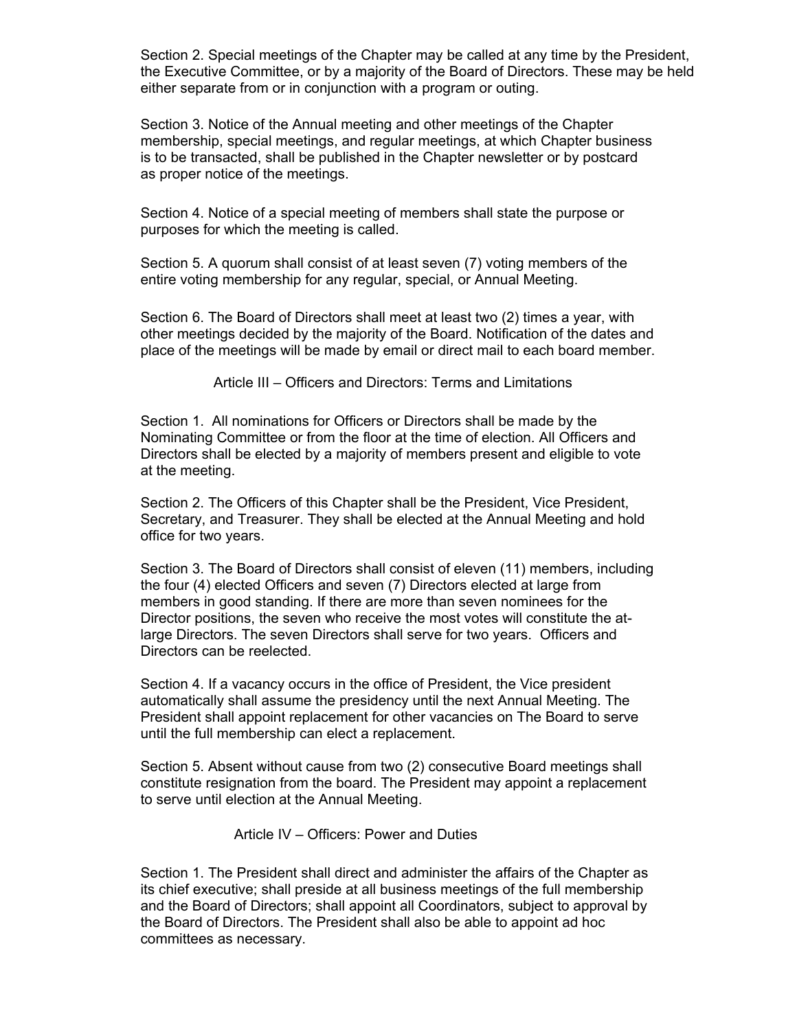Section 2. Special meetings of the Chapter may be called at any time by the President, the Executive Committee, or by a majority of the Board of Directors. These may be held either separate from or in conjunction with a program or outing.

Section 3. Notice of the Annual meeting and other meetings of the Chapter membership, special meetings, and regular meetings, at which Chapter business is to be transacted, shall be published in the Chapter newsletter or by postcard as proper notice of the meetings.

Section 4. Notice of a special meeting of members shall state the purpose or purposes for which the meeting is called.

Section 5. A quorum shall consist of at least seven (7) voting members of the entire voting membership for any regular, special, or Annual Meeting.

Section 6. The Board of Directors shall meet at least two (2) times a year, with other meetings decided by the majority of the Board. Notification of the dates and place of the meetings will be made by email or direct mail to each board member.

## Article III – Officers and Directors: Terms and Limitations

Section 1. All nominations for Officers or Directors shall be made by the Nominating Committee or from the floor at the time of election. All Officers and Directors shall be elected by a majority of members present and eligible to vote at the meeting.

Section 2. The Officers of this Chapter shall be the President, Vice President, Secretary, and Treasurer. They shall be elected at the Annual Meeting and hold office for two years.

Section 3. The Board of Directors shall consist of eleven (11) members, including the four (4) elected Officers and seven (7) Directors elected at large from members in good standing. If there are more than seven nominees for the Director positions, the seven who receive the most votes will constitute the at-large Directors. The seven Directors shall serve for two years. Officers and Directors can be reelected.

Section 4. If a vacancy occurs in the office of President, the Vice president automatically shall assume the presidency until the next Annual Meeting. The President shall appoint replacement for other vacancies on The Board to serve until the full membership can elect a replacement.

Section 5. Absent without cause from two (2) consecutive Board meetings shall constitute resignation from the board. The President may appoint a replacement to serve until election at the Annual Meeting.

## Article IV – Officers: Power and Duties

Section 1. The President shall direct and administer the affairs of the Chapter as its chief executive; shall preside at all business meetings of the full membership and the Board of Directors; shall appoint all Coordinators, subject to approval by the Board of Directors. The President shall also be able to appoint ad hoc committees as necessary.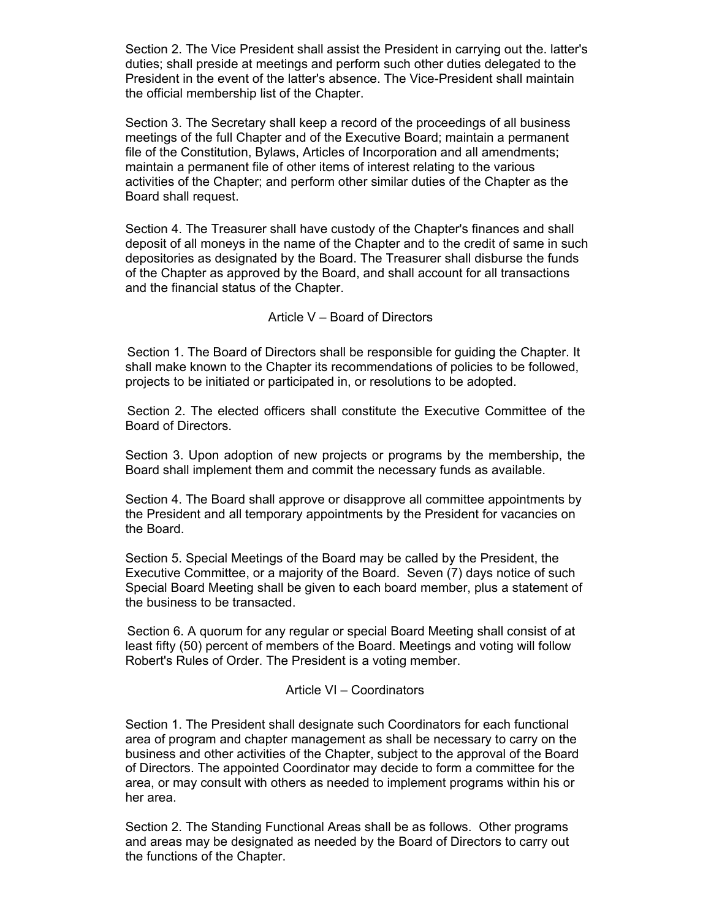Section 2. The Vice President shall assist the President in carrying out the. latter's duties; shall preside at meetings and perform such other duties delegated to the President in the event of the latter's absence. The Vice-President shall maintain the official membership list of the Chapter.

Section 3. The Secretary shall keep a record of the proceedings of all business meetings of the full Chapter and of the Executive Board; maintain a permanent file of the Constitution, Bylaws, Articles of Incorporation and all amendments; maintain a permanent file of other items of interest relating to the various activities of the Chapter; and perform other similar duties of the Chapter as the Board shall request.

Section 4. The Treasurer shall have custody of the Chapter's finances and shall deposit of all moneys in the name of the Chapter and to the credit of same in such depositories as designated by the Board. The Treasurer shall disburse the funds of the Chapter as approved by the Board, and shall account for all transactions and the financial status of the Chapter.

## Article V – Board of Directors

Section 1. The Board of Directors shall be responsible for guiding the Chapter. It shall make known to the Chapter its recommendations of policies to be followed, projects to be initiated or participated in, or resolutions to be adopted.

Section 2. The elected officers shall constitute the Executive Committee of the Board of Directors.

Section 3. Upon adoption of new projects or programs by the membership, the Board shall implement them and commit the necessary funds as available.

Section 4. The Board shall approve or disapprove all committee appointments by the President and all temporary appointments by the President for vacancies on the Board.

Section 5. Special Meetings of the Board may be called by the President, the Executive Committee, or a majority of the Board. Seven (7) days notice of such Special Board Meeting shall be given to each board member, plus a statement of the business to be transacted.

Section 6. A quorum for any regular or special Board Meeting shall consist of at least fifty (50) percent of members of the Board. Meetings and voting will follow Robert's Rules of Order. The President is a voting member.

## Article VI – Coordinators

Section 1. The President shall designate such Coordinators for each functional area of program and chapter management as shall be necessary to carry on the business and other activities of the Chapter, subject to the approval of the Board of Directors. The appointed Coordinator may decide to form a committee for the area, or may consult with others as needed to implement programs within his or her area.

Section 2. The Standing Functional Areas shall be as follows. Other programs and areas may be designated as needed by the Board of Directors to carry out the functions of the Chapter.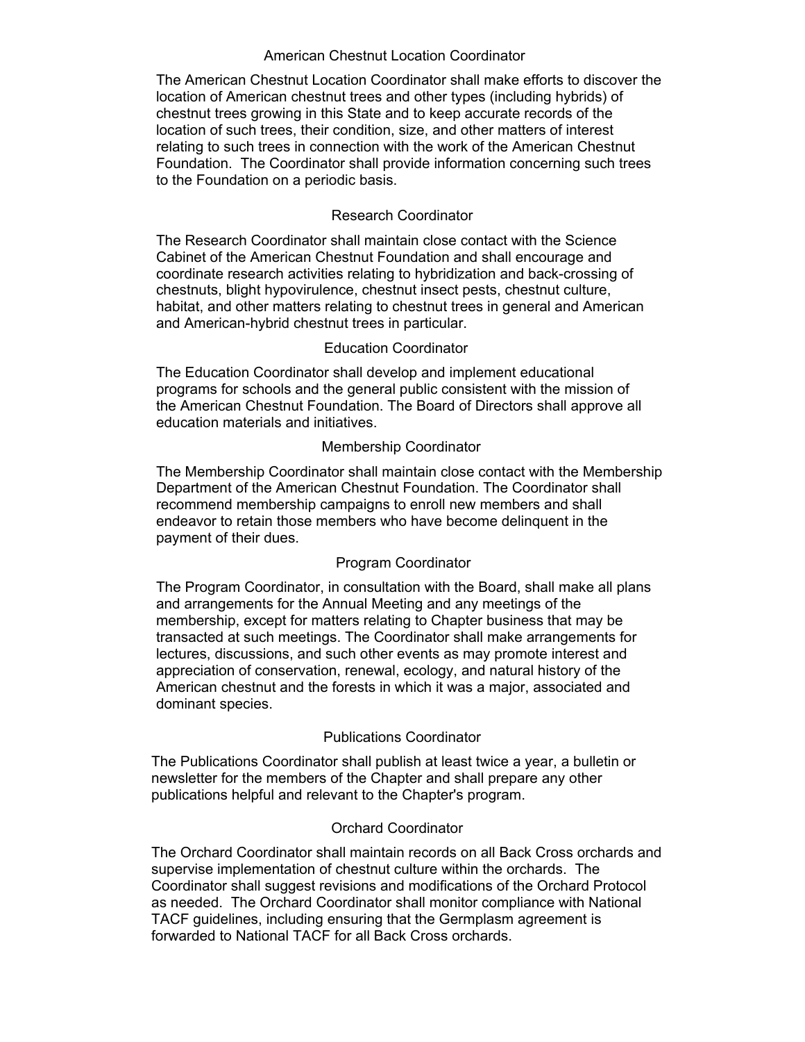### American Chestnut Location Coordinator

The American Chestnut Location Coordinator shall make efforts to discover the location of American chestnut trees and other types (including hybrids) of chestnut trees growing in this State and to keep accurate records of the location of such trees, their condition, size, and other matters of interest relating to such trees in connection with the work of the American Chestnut Foundation. The Coordinator shall provide information concerning such trees to the Foundation on a periodic basis.

### Research Coordinator

The Research Coordinator shall maintain close contact with the Science Cabinet of the American Chestnut Foundation and shall encourage and coordinate research activities relating to hybridization and back-crossing of chestnuts, blight hypovirulence, chestnut insect pests, chestnut culture, habitat, and other matters relating to chestnut trees in general and American and American-hybrid chestnut trees in particular.

### Education Coordinator

The Education Coordinator shall develop and implement educational programs for schools and the general public consistent with the mission of the American Chestnut Foundation. The Board of Directors shall approve all education materials and initiatives.

### Membership Coordinator

The Membership Coordinator shall maintain close contact with the Membership Department of the American Chestnut Foundation. The Coordinator shall recommend membership campaigns to enroll new members and shall endeavor to retain those members who have become delinquent in the payment of their dues.

### Program Coordinator

The Program Coordinator, in consultation with the Board, shall make all plans and arrangements for the Annual Meeting and any meetings of the membership, except for matters relating to Chapter business that may be transacted at such meetings. The Coordinator shall make arrangements for lectures, discussions, and such other events as may promote interest and appreciation of conservation, renewal, ecology, and natural history of the American chestnut and the forests in which it was a major, associated and dominant species.

### Publications Coordinator

The Publications Coordinator shall publish at least twice a year, a bulletin or newsletter for the members of the Chapter and shall prepare any other publications helpful and relevant to the Chapter's program.

### Orchard Coordinator

The Orchard Coordinator shall maintain records on all Back Cross orchards and supervise implementation of chestnut culture within the orchards. The Coordinator shall suggest revisions and modifications of the Orchard Protocol as needed. The Orchard Coordinator shall monitor compliance with National TACF guidelines, including ensuring that the Germplasm agreement is forwarded to National TACF for all Back Cross orchards.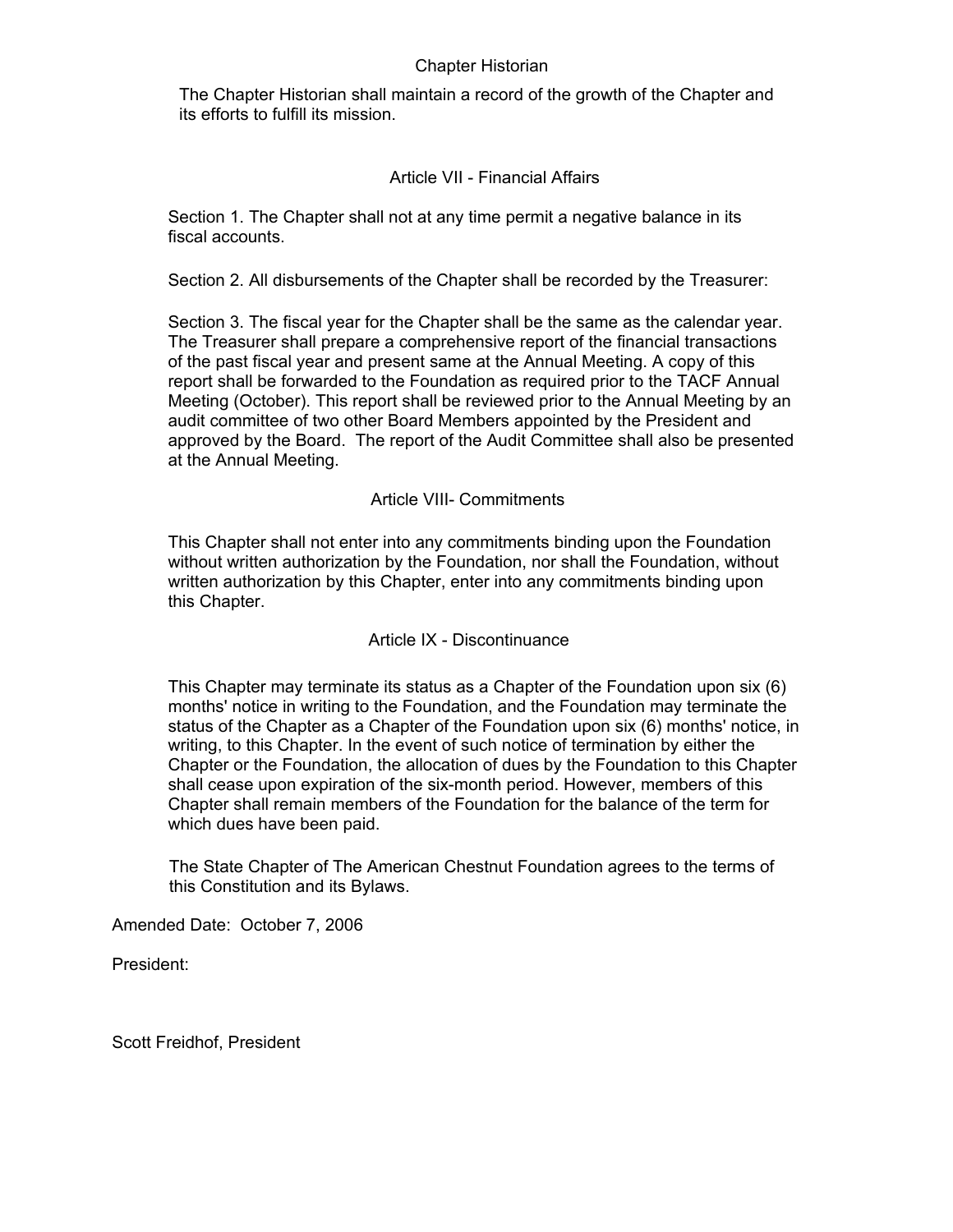### Chapter Historian

The Chapter Historian shall maintain a record of the growth of the Chapter and its efforts to fulfill its mission.

## Article VII - Financial Affairs

Section 1. The Chapter shall not at any time permit a negative balance in its fiscal accounts.

Section 2. All disbursements of the Chapter shall be recorded by the Treasurer:

Section 3. The fiscal year for the Chapter shall be the same as the calendar year. The Treasurer shall prepare a comprehensive report of the financial transactions of the past fiscal year and present same at the Annual Meeting. A copy of this report shall be forwarded to the Foundation as required prior to the TACF Annual Meeting (October). This report shall be reviewed prior to the Annual Meeting by an audit committee of two other Board Members appointed by the President and approved by the Board. The report of the Audit Committee shall also be presented at the Annual Meeting.

## Article VIII- Commitments

This Chapter shall not enter into any commitments binding upon the Foundation without written authorization by the Foundation, nor shall the Foundation, without written authorization by this Chapter, enter into any commitments binding upon this Chapter.

## Article IX - Discontinuance

This Chapter may terminate its status as a Chapter of the Foundation upon six (6) months' notice in writing to the Foundation, and the Foundation may terminate the status of the Chapter as a Chapter of the Foundation upon six (6) months' notice, in writing, to this Chapter. In the event of such notice of termination by either the Chapter or the Foundation, the allocation of dues by the Foundation to this Chapter shall cease upon expiration of the six-month period. However, members of this Chapter shall remain members of the Foundation for the balance of the term for which dues have been paid.

The State Chapter of The American Chestnut Foundation agrees to the terms of this Constitution and its Bylaws.

Amended Date: October 7, 2006

President:

Scott Freidhof, President